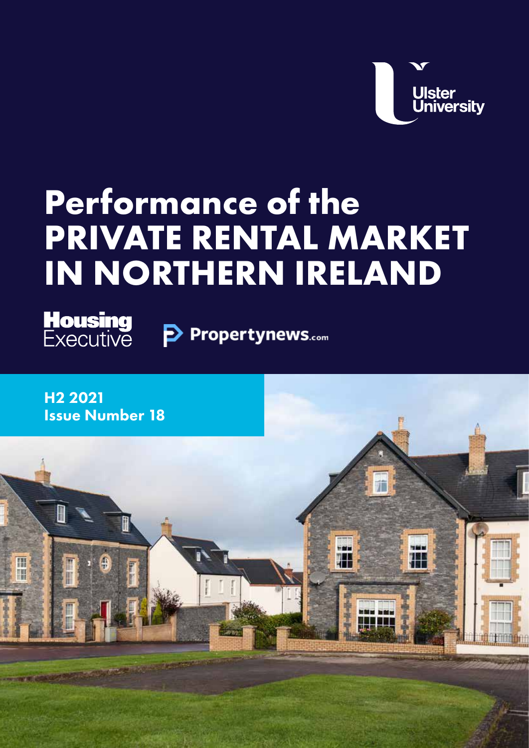Ulster University

# Performance of the PRIVATE RENTAL MARKET IN NORTHERN IRELAND

Housing Executive

Propertynews.com

**H2 2021**
**Issue Number 18**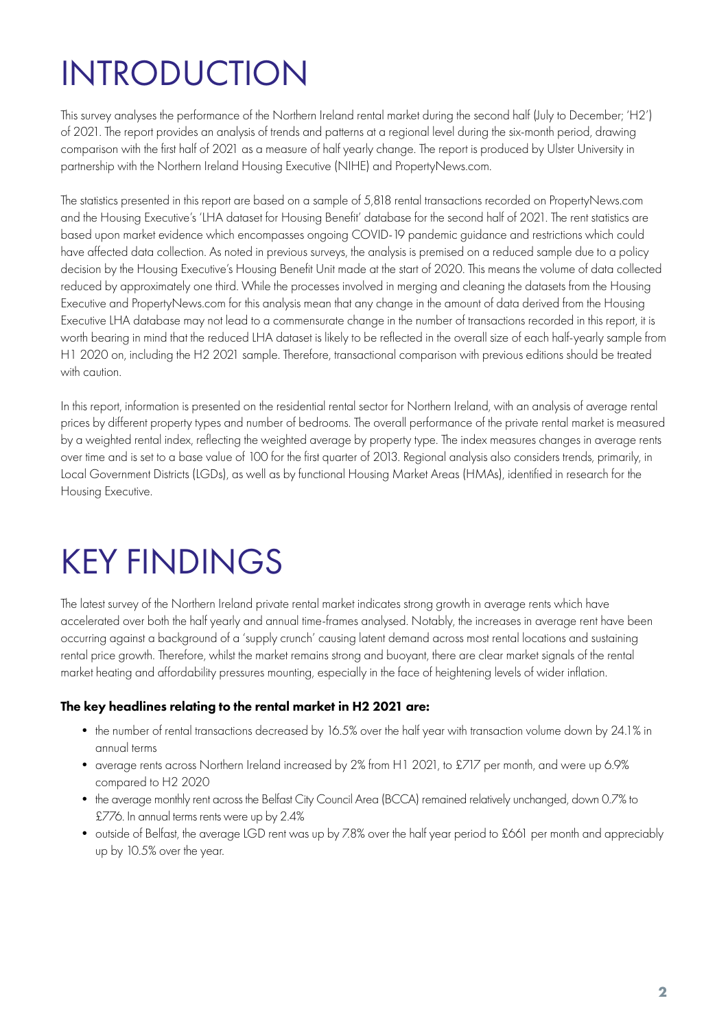# INTRODUCTION

This survey analyses the performance of the Northern Ireland rental market during the second half (July to December; 'H2') of 2021. The report provides an analysis of trends and patterns at a regional level during the six-month period, drawing comparison with the first half of 2021 as a measure of half yearly change. The report is produced by Ulster University in partnership with the Northern Ireland Housing Executive (NIHE) and PropertyNews.com.

The statistics presented in this report are based on a sample of 5,818 rental transactions recorded on PropertyNews.com and the Housing Executive's 'LHA dataset for Housing Benefit' database for the second half of 2021. The rent statistics are based upon market evidence which encompasses ongoing COVID-19 pandemic guidance and restrictions which could have affected data collection. As noted in previous surveys, the analysis is premised on a reduced sample due to a policy decision by the Housing Executive's Housing Benefit Unit made at the start of 2020. This means the volume of data collected reduced by approximately one third. While the processes involved in merging and cleaning the datasets from the Housing Executive and PropertyNews.com for this analysis mean that any change in the amount of data derived from the Housing Executive LHA database may not lead to a commensurate change in the number of transactions recorded in this report, it is worth bearing in mind that the reduced LHA dataset is likely to be reflected in the overall size of each half-yearly sample from H1 2020 on, including the H2 2021 sample. Therefore, transactional comparison with previous editions should be treated with caution.

In this report, information is presented on the residential rental sector for Northern Ireland, with an analysis of average rental prices by different property types and number of bedrooms. The overall performance of the private rental market is measured by a weighted rental index, reflecting the weighted average by property type. The index measures changes in average rents over time and is set to a base value of 100 for the first quarter of 2013. Regional analysis also considers trends, primarily, in Local Government Districts (LGDs), as well as by functional Housing Market Areas (HMAs), identified in research for the Housing Executive.

# KEY FINDINGS

The latest survey of the Northern Ireland private rental market indicates strong growth in average rents which have accelerated over both the half yearly and annual time-frames analysed. Notably, the increases in average rent have been occurring against a background of a 'supply crunch' causing latent demand across most rental locations and sustaining rental price growth. Therefore, whilst the market remains strong and buoyant, there are clear market signals of the rental market heating and affordability pressures mounting, especially in the face of heightening levels of wider inflation.

**The key headlines relating to the rental market in H2 2021 are:**

- the number of rental transactions decreased by 16.5% over the half year with transaction volume down by 24.1% in annual terms
- average rents across Northern Ireland increased by 2% from H1 2021, to £717 per month, and were up 6.9% compared to H2 2020
- the average monthly rent across the Belfast City Council Area (BCCA) remained relatively unchanged, down 0.7% to £776. In annual terms rents were up by 2.4%
- outside of Belfast, the average LGD rent was up by 7.8% over the half year period to £661 per month and appreciably up by 10.5% over the year.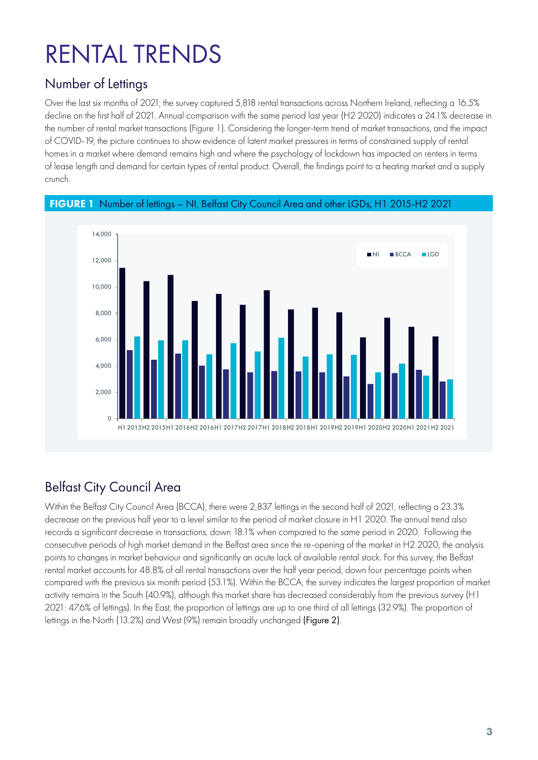# RENTAL TRENDS

## Number of Lettings

Over the last six months of 2021, the survey captured 5,818 rental transactions across Northern Ireland, reflecting a 16.5% decline on the first half of 2021. Annual comparison with the same period last year (H2 2020) indicates a 24.1% decrease in the number of rental market transactions (Figure 1). Considering the longer-term trend of market transactions, and the impact of COVID-19, the picture continues to show evidence of latent market pressures in terms of constrained supply of rental homes in a market where demand remains high and where the psychology of lockdown has impacted on renters in terms of lease length and demand for certain types of rental product. Overall, the findings point to a heating market and a supply crunch.

**FIGURE 1** Number of lettings – NI, Belfast City Council Area and other LGDs, H1 2015-H2 2021

## Belfast City Council Area

Within the Belfast City Council Area (BCCA), there were 2,837 lettings in the second half of 2021, reflecting a 23.3% decrease on the previous half year to a level similar to the period of market closure in H1 2020. The annual trend also records a significant decrease in transactions, down 18.1% when compared to the same period in 2020. Following the consecutive periods of high market demand in the Belfast area since the re-opening of the market in H2 2020, the analysis points to changes in market behaviour and significantly an acute lack of available rental stock. For this survey, the Belfast rental market accounts for 48.8% of all rental transactions over the half year period, down four percentage points when compared with the previous six month period (53.1%). Within the BCCA, the survey indicates the largest proportion of market activity remains in the South (40.9%), although this market share has decreased considerably from the previous survey (H1 2021: 47.6% of lettings). In the East, the proportion of lettings are up to one third of all lettings (32.9%). The proportion of lettings in the North (13.2%) and West (9%) remain broadly unchanged (Figure 2).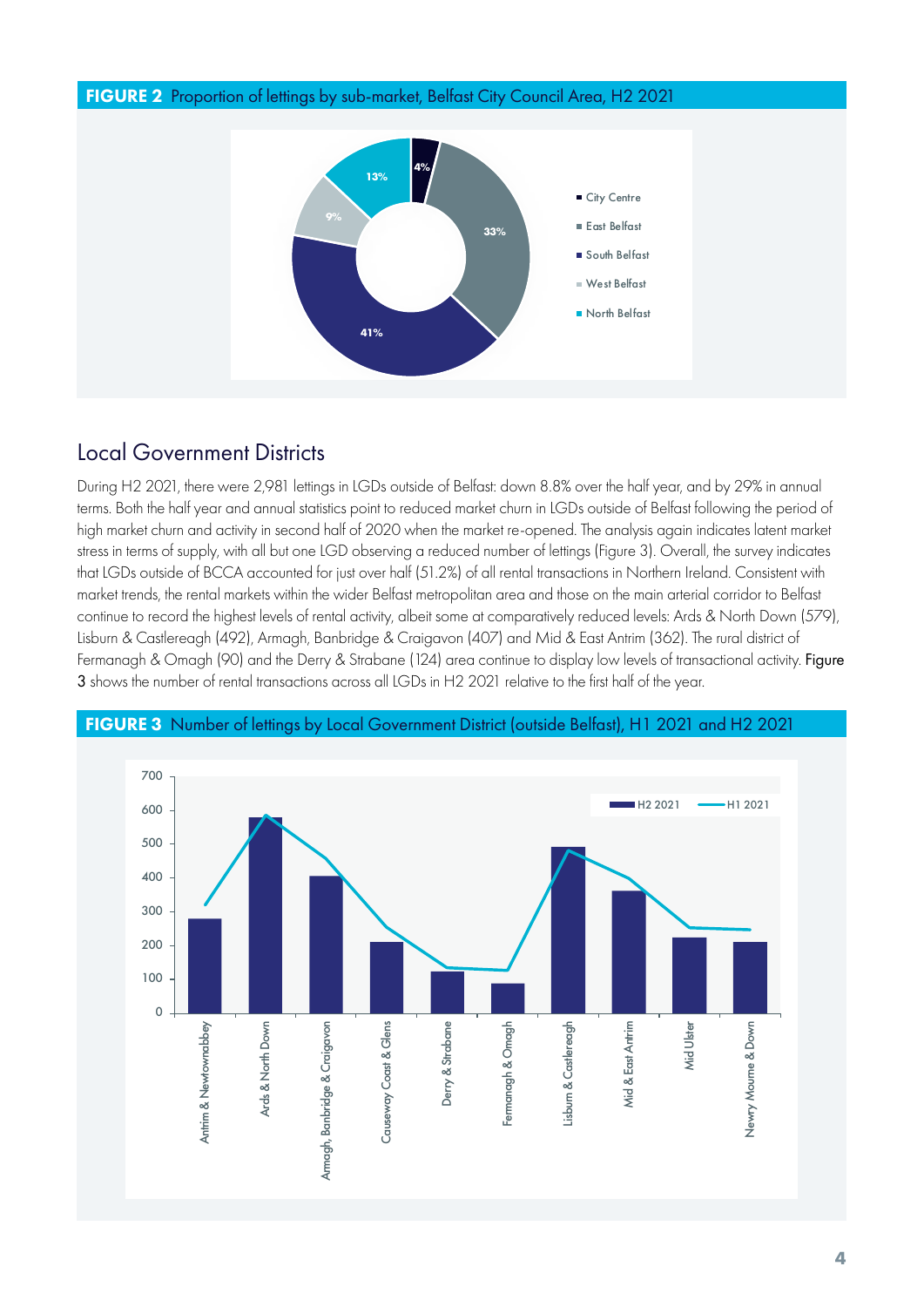**FIGURE 2** Proportion of lettings by sub-market, Belfast City Council Area, H2 2021

**FIGURE 2** Proportion of lettings by sub-market, Belfast City Council Area, H2 2021

| Sub-market | Proportion |
|---|---|
| City Centre | 4% |
| East Belfast | 33% |
| South Belfast | 41% |
| West Belfast | 9% |
| North Belfast | 13% |

## Local Government Districts

During H2 2021, there were 2,981 lettings in LGDs outside of Belfast: down 8.8% over the half year, and by 29% in annual terms. Both the half year and annual statistics point to reduced market churn in LGDs outside of Belfast following the period of high market churn and activity in second half of 2020 when the market re-opened. The analysis again indicates latent market stress in terms of supply, with all but one LGD observing a reduced number of lettings (Figure 3). Overall, the survey indicates that LGDs outside of BCCA accounted for just over half (51.2%) of all rental transactions in Northern Ireland. Consistent with market trends, the rental markets within the wider Belfast metropolitan area and those on the main arterial corridor to Belfast continue to record the highest levels of rental activity, albeit some at comparatively reduced levels: Ards & North Down (579), Lisburn & Castlereagh (492), Armagh, Banbridge & Craigavon (407) and Mid & East Antrim (362). The rural district of Fermanagh & Omagh (90) and the Derry & Strabane (124) area continue to display low levels of transactional activity. Figure 3 shows the number of rental transactions across all LGDs in H2 2021 relative to the first half of the year.

**FIGURE 3** Number of lettings by Local Government District (outside Belfast), H1 2021 and H2 2021

**FIGURE 3** Number of lettings by Local Government District (outside Belfast), H1 2021 and H2 2021

| Local Government District | H2 2021 |
|---|---|
| Antrim & Newtownabbey | |
| Ards & North Down | 579 |
| Armagh, Banbridge & Craigavon | 407 |
| Causeway Coast & Glens | |
| Derry & Strabane | 124 |
| Fermanagh & Omagh | 90 |
| Lisburn & Castlereagh | 492 |
| Mid & East Antrim | 362 |
| Mid Ulster | |
| Newry Mourne & Down | |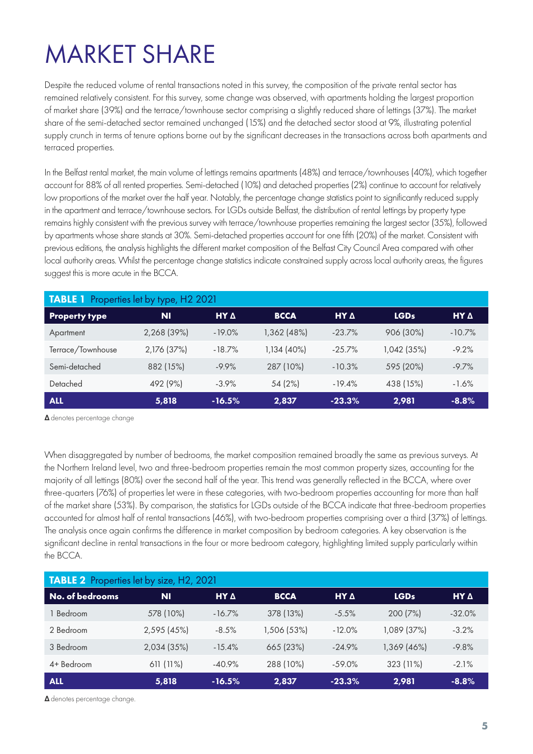# MARKET SHARE

Despite the reduced volume of rental transactions noted in this survey, the composition of the private rental sector has remained relatively consistent. For this survey, some change was observed, with apartments holding the largest proportion of market share (39%) and the terrace/townhouse sector comprising a slightly reduced share of lettings (37%). The market share of the semi-detached sector remained unchanged (15%) and the detached sector stood at 9%, illustrating potential supply crunch in terms of tenure options borne out by the significant decreases in the transactions across both apartments and terraced properties.

In the Belfast rental market, the main volume of lettings remains apartments (48%) and terrace/townhouses (40%), which together account for 88% of all rented properties. Semi-detached (10%) and detached properties (2%) continue to account for relatively low proportions of the market over the half year. Notably, the percentage change statistics point to significantly reduced supply in the apartment and terrace/townhouse sectors. For LGDs outside Belfast, the distribution of rental lettings by property type remains highly consistent with the previous survey with terrace/townhouse properties remaining the largest sector (35%), followed by apartments whose share stands at 30%. Semi-detached properties account for one fifth (20%) of the market. Consistent with previous editions, the analysis highlights the different market composition of the Belfast City Council Area compared with other local authority areas. Whilst the percentage change statistics indicate constrained supply across local authority areas, the figures suggest this is more acute in the BCCA.

**TABLE 1** Properties let by type, H2 2021

| Property type | NI | HY Δ | BCCA | HY Δ | LGDs | HY Δ |
|---|---|---|---|---|---|---|
| Apartment | 2,268 (39%) | -19.0% | 1,362 (48%) | -23.7% | 906 (30%) | -10.7% |
| Terrace/Townhouse | 2,176 (37%) | -18.7% | 1,134 (40%) | -25.7% | 1,042 (35%) | -9.2% |
| Semi-detached | 882 (15%) | -9.9% | 287 (10%) | -10.3% | 595 (20%) | -9.7% |
| Detached | 492 (9%) | -3.9% | 54 (2%) | -19.4% | 438 (15%) | -1.6% |
| **ALL** | **5,818** | **-16.5%** | **2,837** | **-23.3%** | **2,981** | **-8.8%** |

**Δ** denotes percentage change

When disaggregated by number of bedrooms, the market composition remained broadly the same as previous surveys. At the Northern Ireland level, two and three-bedroom properties remain the most common property sizes, accounting for the majority of all lettings (80%) over the second half of the year. This trend was generally reflected in the BCCA, where over three-quarters (76%) of properties let were in these categories, with two-bedroom properties accounting for more than half of the market share (53%). By comparison, the statistics for LGDs outside of the BCCA indicate that three-bedroom properties accounted for almost half of rental transactions (46%), with two-bedroom properties comprising over a third (37%) of lettings. The analysis once again confirms the difference in market composition by bedroom categories. A key observation is the significant decline in rental transactions in the four or more bedroom category, highlighting limited supply particularly within the BCCA.

**TABLE 2** Properties let by size, H2, 2021

| No. of bedrooms | NI | HY Δ | BCCA | HY Δ | LGDs | HY Δ |
|---|---|---|---|---|---|---|
| 1 Bedroom | 578 (10%) | -16.7% | 378 (13%) | -5.5% | 200 (7%) | -32.0% |
| 2 Bedroom | 2,595 (45%) | -8.5% | 1,506 (53%) | -12.0% | 1,089 (37%) | -3.2% |
| 3 Bedroom | 2,034 (35%) | -15.4% | 665 (23%) | -24.9% | 1,369 (46%) | -9.8% |
| 4+ Bedroom | 611 (11%) | -40.9% | 288 (10%) | -59.0% | 323 (11%) | -2.1% |
| **ALL** | **5,818** | **-16.5%** | **2,837** | **-23.3%** | **2,981** | **-8.8%** |

**Δ** denotes percentage change.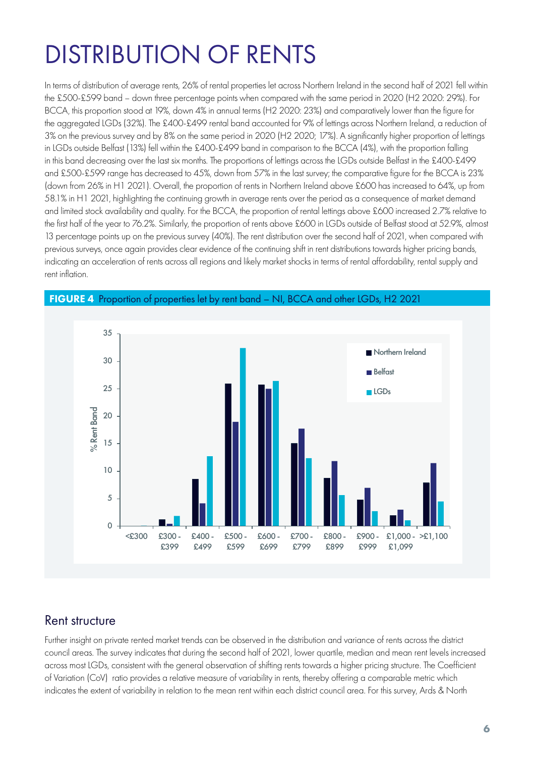# DISTRIBUTION OF RENTS

In terms of distribution of average rents, 26% of rental properties let across Northern Ireland in the second half of 2021 fell within the £500-£599 band – down three percentage points when compared with the same period in 2020 (H2 2020: 29%). For BCCA, this proportion stood at 19%, down 4% in annual terms (H2 2020: 23%) and comparatively lower than the figure for the aggregated LGDs (32%). The £400-£499 rental band accounted for 9% of lettings across Northern Ireland, a reduction of 3% on the previous survey and by 8% on the same period in 2020 (H2 2020; 17%). A significantly higher proportion of lettings in LGDs outside Belfast (13%) fell within the £400-£499 band in comparison to the BCCA (4%), with the proportion falling in this band decreasing over the last six months. The proportions of lettings across the LGDs outside Belfast in the £400-£499 and £500-£599 range has decreased to 45%, down from 57% in the last survey; the comparative figure for the BCCA is 23% (down from 26% in H1 2021). Overall, the proportion of rents in Northern Ireland above £600 has increased to 64%, up from 58.1% in H1 2021, highlighting the continuing growth in average rents over the period as a consequence of market demand and limited stock availability and quality. For the BCCA, the proportion of rental lettings above £600 increased 2.7% relative to the first half of the year to 76.2%. Similarly, the proportion of rents above £600 in LGDs outside of Belfast stood at 52.9%, almost 13 percentage points up on the previous survey (40%). The rent distribution over the second half of 2021, when compared with previous surveys, once again provides clear evidence of the continuing shift in rent distributions towards higher pricing bands, indicating an acceleration of rents across all regions and likely market shocks in terms of rental affordability, rental supply and rent inflation.

**FIGURE 4** Proportion of properties let by rent band – NI, BCCA and other LGDs, H2 2021

## Rent structure

Further insight on private rented market trends can be observed in the distribution and variance of rents across the district council areas. The survey indicates that during the second half of 2021, lower quartile, median and mean rent levels increased across most LGDs, consistent with the general observation of shifting rents towards a higher pricing structure. The Coefficient of Variation (CoV) ratio provides a relative measure of variability in rents, thereby offering a comparable metric which indicates the extent of variability in relation to the mean rent within each district council area. For this survey, Ards & North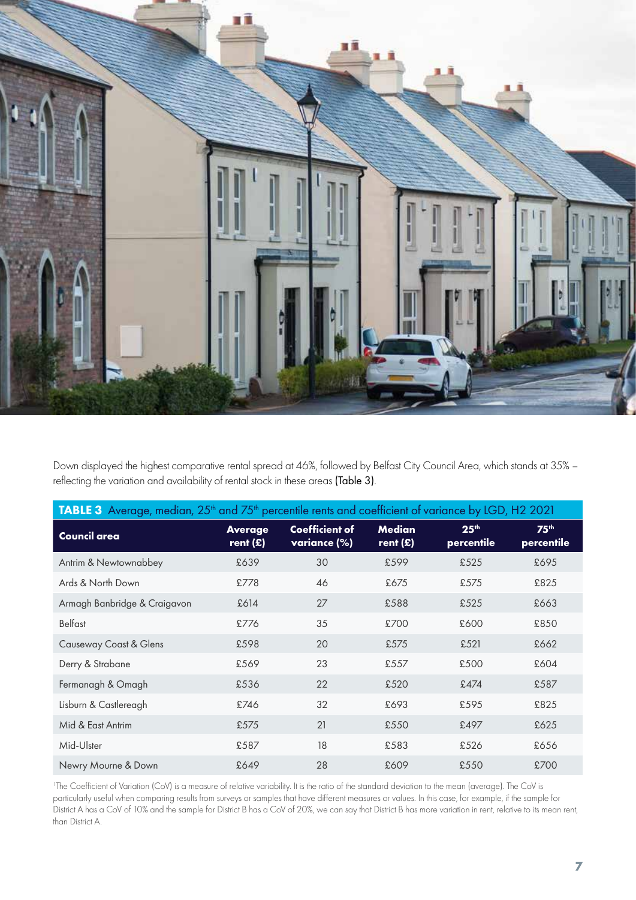Down displayed the highest comparative rental spread at 46%, followed by Belfast City Council Area, which stands at 35% – reflecting the variation and availability of rental stock in these areas (Table 3).

**TABLE 3** Average, median, 25th and 75th percentile rents and coefficient of variance by LGD, H2 2021

| Council area | Average rent (£) | Coefficient of variance (%) | Median rent (£) | 25th percentile | 75th percentile |
|---|---|---|---|---|---|
| Antrim & Newtownabbey | £639 | 30 | £599 | £525 | £695 |
| Ards & North Down | £778 | 46 | £675 | £575 | £825 |
| Armagh Banbridge & Craigavon | £614 | 27 | £588 | £525 | £663 |
| Belfast | £776 | 35 | £700 | £600 | £850 |
| Causeway Coast & Glens | £598 | 20 | £575 | £521 | £662 |
| Derry & Strabane | £569 | 23 | £557 | £500 | £604 |
| Fermanagh & Omagh | £536 | 22 | £520 | £474 | £587 |
| Lisburn & Castlereagh | £746 | 32 | £693 | £595 | £825 |
| Mid & East Antrim | £575 | 21 | £550 | £497 | £625 |
| Mid-Ulster | £587 | 18 | £583 | £526 | £656 |
| Newry Mourne & Down | £649 | 28 | £609 | £550 | £700 |

[1]The Coefficient of Variation (CoV) is a measure of relative variability. It is the ratio of the standard deviation to the mean (average). The CoV is particularly useful when comparing results from surveys or samples that have different measures or values. In this case, for example, if the sample for District A has a CoV of 10% and the sample for District B has a CoV of 20%, we can say that District B has more variation in rent, relative to its mean rent, than District A.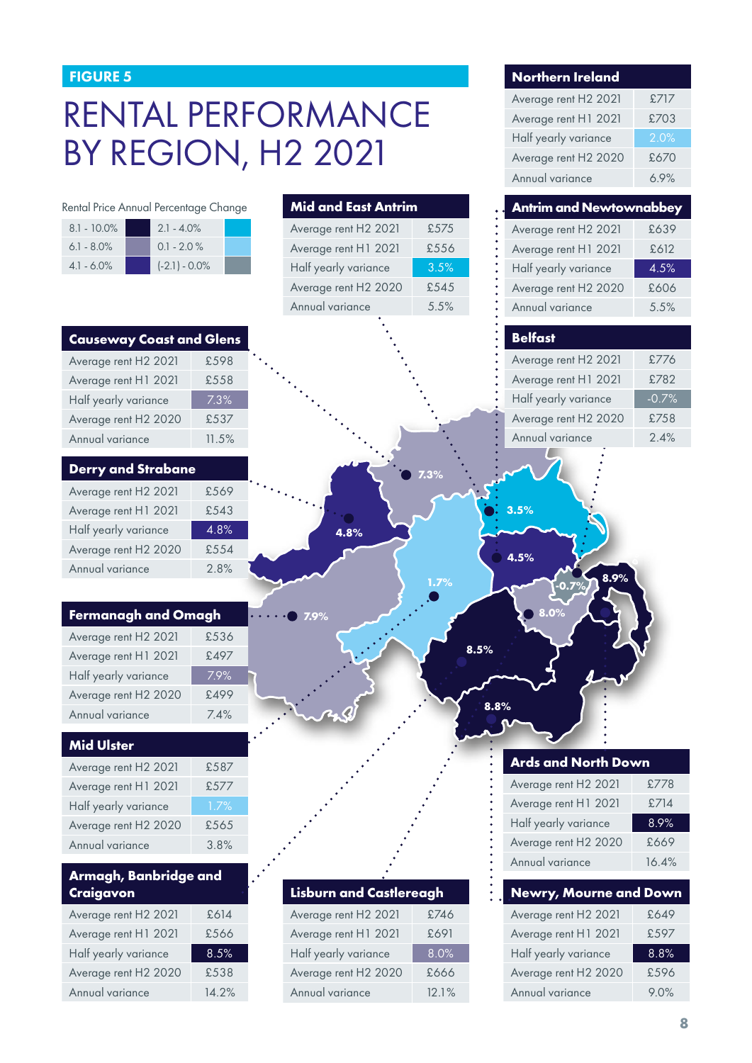**FIGURE 5**

# RENTAL PERFORMANCE BY REGION, H2 2021

Rental Price Annual Percentage Change

| Range | Range |
|---|---|
| 8.1 - 10.0% | 2.1 - 4.0% |
| 6.1 - 8.0% | 0.1 - 2.0 % |
| 4.1 - 6.0% | (-2.1) - 0.0% |

| Northern Ireland | |
|---|---|
| Average rent H2 2021 | £717 |
| Average rent H1 2021 | £703 |
| Half yearly variance | 2.0% |
| Average rent H2 2020 | £670 |
| Annual variance | 6.9% |

| Mid and East Antrim | |
|---|---|
| Average rent H2 2021 | £575 |
| Average rent H1 2021 | £556 |
| Half yearly variance | 3.5% |
| Average rent H2 2020 | £545 |
| Annual variance | 5.5% |

| Antrim and Newtownabbey | |
|---|---|
| Average rent H2 2021 | £639 |
| Average rent H1 2021 | £612 |
| Half yearly variance | 4.5% |
| Average rent H2 2020 | £606 |
| Annual variance | 5.5% |

| Causeway Coast and Glens | |
|---|---|
| Average rent H2 2021 | £598 |
| Average rent H1 2021 | £558 |
| Half yearly variance | 7.3% |
| Average rent H2 2020 | £537 |
| Annual variance | 11.5% |

| Belfast | |
|---|---|
| Average rent H2 2021 | £776 |
| Average rent H1 2021 | £782 |
| Half yearly variance | -0.7% |
| Average rent H2 2020 | £758 |
| Annual variance | 2.4% |

| Derry and Strabane | |
|---|---|
| Average rent H2 2021 | £569 |
| Average rent H1 2021 | £543 |
| Half yearly variance | 4.8% |
| Average rent H2 2020 | £554 |
| Annual variance | 2.8% |

| Fermanagh and Omagh | |
|---|---|
| Average rent H2 2021 | £536 |
| Average rent H1 2021 | £497 |
| Half yearly variance | 7.9% |
| Average rent H2 2020 | £499 |
| Annual variance | 7.4% |

| Mid Ulster | |
|---|---|
| Average rent H2 2021 | £587 |
| Average rent H1 2021 | £577 |
| Half yearly variance | 1.7% |
| Average rent H2 2020 | £565 |
| Annual variance | 3.8% |

| Ards and North Down | |
|---|---|
| Average rent H2 2021 | £778 |
| Average rent H1 2021 | £714 |
| Half yearly variance | 8.9% |
| Average rent H2 2020 | £669 |
| Annual variance | 16.4% |

| Armagh, Banbridge and Craigavon | |
|---|---|
| Average rent H2 2021 | £614 |
| Average rent H1 2021 | £566 |
| Half yearly variance | 8.5% |
| Average rent H2 2020 | £538 |
| Annual variance | 14.2% |

| Lisburn and Castlereagh | |
|---|---|
| Average rent H2 2021 | £746 |
| Average rent H1 2021 | £691 |
| Half yearly variance | 8.0% |
| Average rent H2 2020 | £666 |
| Annual variance | 12.1% |

| Newry, Mourne and Down | |
|---|---|
| Average rent H2 2021 | £649 |
| Average rent H1 2021 | £597 |
| Half yearly variance | 8.8% |
| Average rent H2 2020 | £596 |
| Annual variance | 9.0% |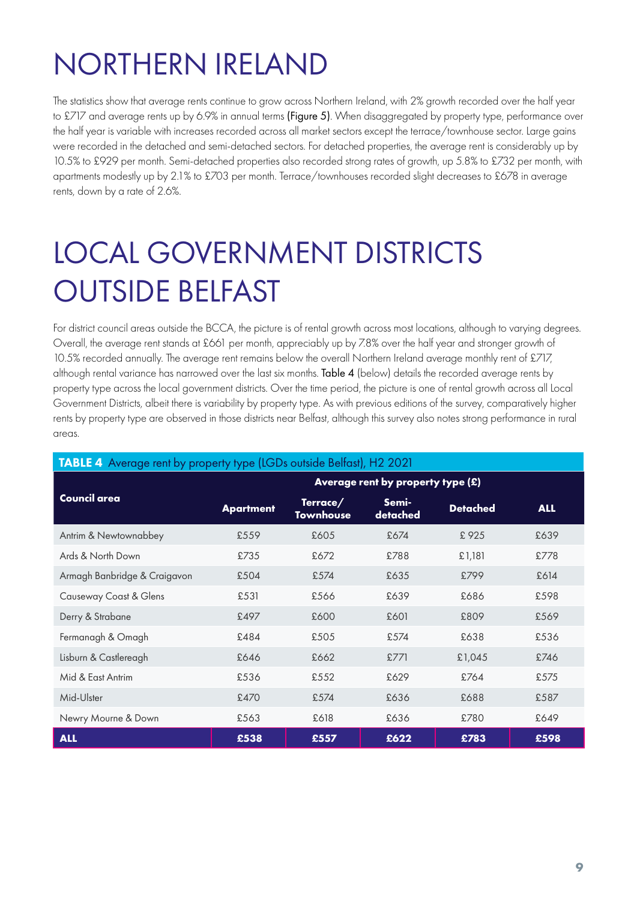# NORTHERN IRELAND

The statistics show that average rents continue to grow across Northern Ireland, with 2% growth recorded over the half year to £717 and average rents up by 6.9% in annual terms (Figure 5). When disaggregated by property type, performance over the half year is variable with increases recorded across all market sectors except the terrace/townhouse sector. Large gains were recorded in the detached and semi-detached sectors. For detached properties, the average rent is considerably up by 10.5% to £929 per month. Semi-detached properties also recorded strong rates of growth, up 5.8% to £732 per month, with apartments modestly up by 2.1% to £703 per month. Terrace/townhouses recorded slight decreases to £678 in average rents, down by a rate of 2.6%.

# LOCAL GOVERNMENT DISTRICTS OUTSIDE BELFAST

For district council areas outside the BCCA, the picture is of rental growth across most locations, although to varying degrees. Overall, the average rent stands at £661 per month, appreciably up by 7.8% over the half year and stronger growth of 10.5% recorded annually. The average rent remains below the overall Northern Ireland average monthly rent of £717, although rental variance has narrowed over the last six months. Table 4 (below) details the recorded average rents by property type across the local government districts. Over the time period, the picture is one of rental growth across all Local Government Districts, albeit there is variability by property type. As with previous editions of the survey, comparatively higher rents by property type are observed in those districts near Belfast, although this survey also notes strong performance in rural areas.

**TABLE 4** Average rent by property type (LGDs outside Belfast), H2 2021

| Council area | Average rent by property type (£) | | | | |
|---|---|---|---|---|---|
| | Apartment | Terrace/ Townhouse | Semi-detached | Detached | ALL |
| Antrim & Newtownabbey | £559 | £605 | £674 | £ 925 | £639 |
| Ards & North Down | £735 | £672 | £788 | £1,181 | £778 |
| Armagh Banbridge & Craigavon | £504 | £574 | £635 | £799 | £614 |
| Causeway Coast & Glens | £531 | £566 | £639 | £686 | £598 |
| Derry & Strabane | £497 | £600 | £601 | £809 | £569 |
| Fermanagh & Omagh | £484 | £505 | £574 | £638 | £536 |
| Lisburn & Castlereagh | £646 | £662 | £771 | £1,045 | £746 |
| Mid & East Antrim | £536 | £552 | £629 | £764 | £575 |
| Mid-Ulster | £470 | £574 | £636 | £688 | £587 |
| Newry Mourne & Down | £563 | £618 | £636 | £780 | £649 |
| **ALL** | **£538** | **£557** | **£622** | **£783** | **£598** |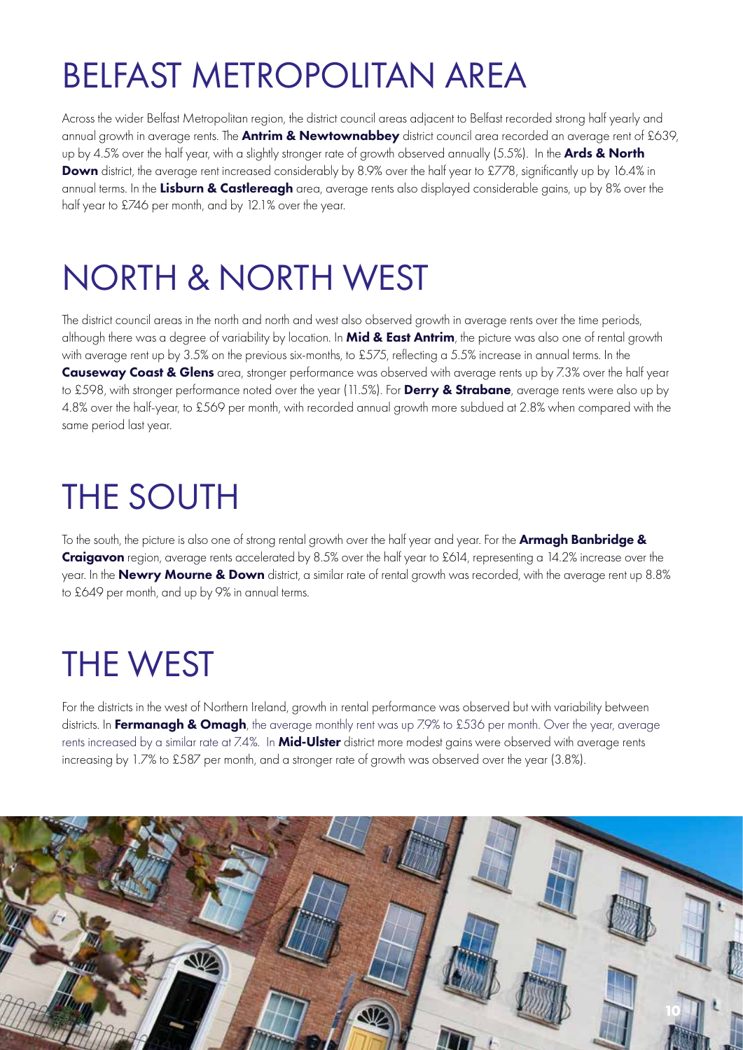# BELFAST METROPOLITAN AREA

Across the wider Belfast Metropolitan region, the district council areas adjacent to Belfast recorded strong half yearly and annual growth in average rents. The **Antrim & Newtownabbey** district council area recorded an average rent of £639, up by 4.5% over the half year, with a slightly stronger rate of growth observed annually (5.5%). In the **Ards & North Down** district, the average rent increased considerably by 8.9% over the half year to £778, significantly up by 16.4% in annual terms. In the **Lisburn & Castlereagh** area, average rents also displayed considerable gains, up by 8% over the half year to £746 per month, and by 12.1% over the year.

# NORTH & NORTH WEST

The district council areas in the north and north and west also observed growth in average rents over the time periods, although there was a degree of variability by location. In **Mid & East Antrim**, the picture was also one of rental growth with average rent up by 3.5% on the previous six-months, to £575, reflecting a 5.5% increase in annual terms. In the **Causeway Coast & Glens** area, stronger performance was observed with average rents up by 7.3% over the half year to £598, with stronger performance noted over the year (11.5%). For **Derry & Strabane**, average rents were also up by 4.8% over the half-year, to £569 per month, with recorded annual growth more subdued at 2.8% when compared with the same period last year.

# THE SOUTH

To the south, the picture is also one of strong rental growth over the half year and year. For the **Armagh Banbridge & Craigavon** region, average rents accelerated by 8.5% over the half year to £614, representing a 14.2% increase over the year. In the **Newry Mourne & Down** district, a similar rate of rental growth was recorded, with the average rent up 8.8% to £649 per month, and up by 9% in annual terms.

# THE WEST

For the districts in the west of Northern Ireland, growth in rental performance was observed but with variability between districts. In **Fermanagh & Omagh**, the average monthly rent was up 7.9% to £536 per month. Over the year, average rents increased by a similar rate at 7.4%. In **Mid-Ulster** district more modest gains were observed with average rents increasing by 1.7% to £587 per month, and a stronger rate of growth was observed over the year (3.8%).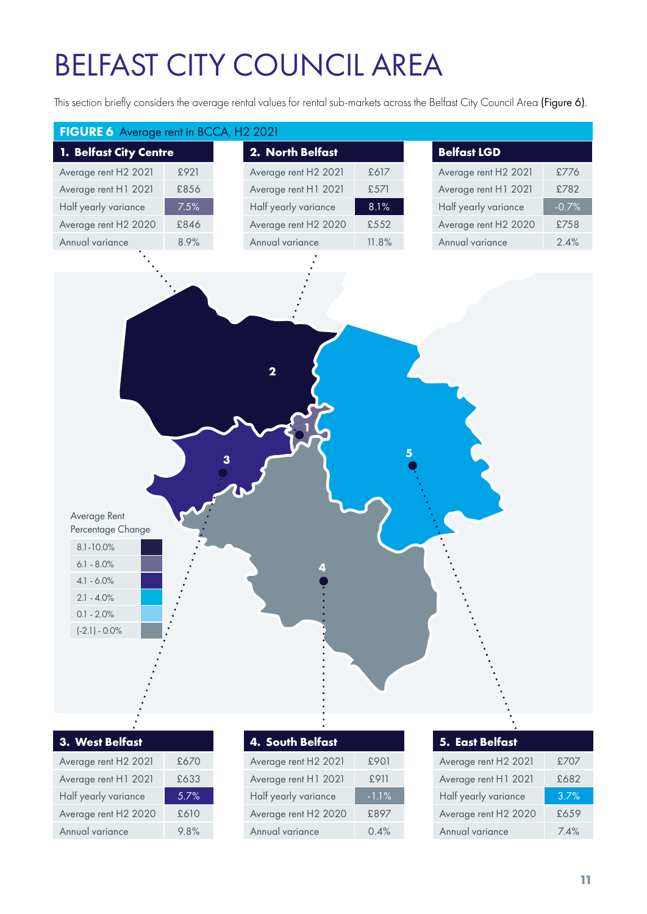# BELFAST CITY COUNCIL AREA

This section briefly considers the average rental values for rental sub-markets across the Belfast City Council Area (Figure 6).

**FIGURE 6** Average rent in BCCA, H2 2021

| 1. Belfast City Centre | |
|---|---|
| Average rent H2 2021 | £921 |
| Average rent H1 2021 | £856 |
| Half yearly variance | 7.5% |
| Average rent H2 2020 | £846 |
| Annual variance | 8.9% |

| 2. North Belfast | |
|---|---|
| Average rent H2 2021 | £617 |
| Average rent H1 2021 | £571 |
| Half yearly variance | 8.1% |
| Average rent H2 2020 | £552 |
| Annual variance | 11.8% |

| Belfast LGD | |
|---|---|
| Average rent H2 2021 | £776 |
| Average rent H1 2021 | £782 |
| Half yearly variance | -0.7% |
| Average rent H2 2020 | £758 |
| Annual variance | 2.4% |

Average Rent Percentage Change

- 8.1-10.0%
- 6.1 - 8.0%
- 4.1 - 6.0%
- 2.1 - 4.0%
- 0.1 - 2.0%
- (-2.1) - 0.0%

| 3. West Belfast | |
|---|---|
| Average rent H2 2021 | £670 |
| Average rent H1 2021 | £633 |
| Half yearly variance | 5.7% |
| Average rent H2 2020 | £610 |
| Annual variance | 9.8% |

| 4. South Belfast | |
|---|---|
| Average rent H2 2021 | £901 |
| Average rent H1 2021 | £911 |
| Half yearly variance | -1.1% |
| Average rent H2 2020 | £897 |
| Annual variance | 0.4% |

| 5. East Belfast | |
|---|---|
| Average rent H2 2021 | £707 |
| Average rent H1 2021 | £682 |
| Half yearly variance | 3.7% |
| Average rent H2 2020 | £659 |
| Annual variance | 7.4% |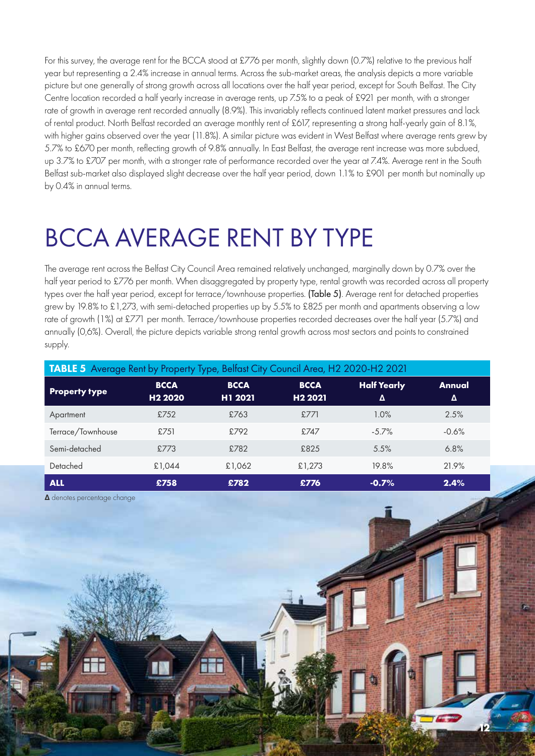For this survey, the average rent for the BCCA stood at £776 per month, slightly down (0.7%) relative to the previous half year but representing a 2.4% increase in annual terms. Across the sub-market areas, the analysis depicts a more variable picture but one generally of strong growth across all locations over the half year period, except for South Belfast. The City Centre location recorded a half yearly increase in average rents, up 7.5% to a peak of £921 per month, with a stronger rate of growth in average rent recorded annually (8.9%). This invariably reflects continued latent market pressures and lack of rental product. North Belfast recorded an average monthly rent of £617, representing a strong half-yearly gain of 8.1%, with higher gains observed over the year (11.8%). A similar picture was evident in West Belfast where average rents grew by 5.7% to £670 per month, reflecting growth of 9.8% annually. In East Belfast, the average rent increase was more subdued, up 3.7% to £707 per month, with a stronger rate of performance recorded over the year at 7.4%. Average rent in the South Belfast sub-market also displayed slight decrease over the half year period, down 1.1% to £901 per month but nominally up by 0.4% in annual terms.

# BCCA AVERAGE RENT BY TYPE

The average rent across the Belfast City Council Area remained relatively unchanged, marginally down by 0.7% over the half year period to £776 per month. When disaggregated by property type, rental growth was recorded across all property types over the half year period, except for terrace/townhouse properties. **(Table 5)**. Average rent for detached properties grew by 19.8% to £1,273, with semi-detached properties up by 5.5% to £825 per month and apartments observing a low rate of growth (1%) at £771 per month. Terrace/townhouse properties recorded decreases over the half year (5.7%) and annually (0,6%). Overall, the picture depicts variable strong rental growth across most sectors and points to constrained supply.

**TABLE 5** Average Rent by Property Type, Belfast City Council Area, H2 2020-H2 2021

| Property type | BCCA H2 2020 | BCCA H1 2021 | BCCA H2 2021 | Half Yearly Δ | Annual Δ |
|---|---|---|---|---|---|
| Apartment | £752 | £763 | £771 | 1.0% | 2.5% |
| Terrace/Townhouse | £751 | £792 | £747 | -5.7% | -0.6% |
| Semi-detached | £773 | £782 | £825 | 5.5% | 6.8% |
| Detached | £1,044 | £1,062 | £1,273 | 19.8% | 21.9% |
| **ALL** | **£758** | **£782** | **£776** | **-0.7%** | **2.4%** |

**Δ** denotes percentage change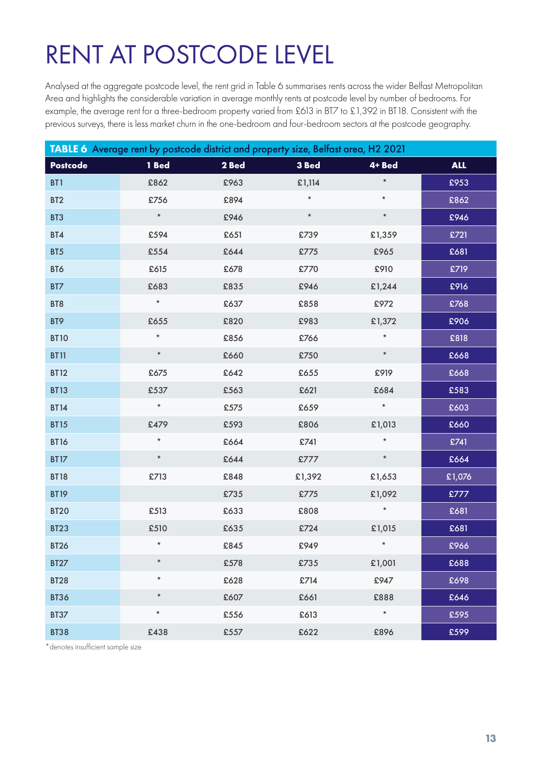# RENT AT POSTCODE LEVEL

Analysed at the aggregate postcode level, the rent grid in Table 6 summarises rents across the wider Belfast Metropolitan Area and highlights the considerable variation in average monthly rents at postcode level by number of bedrooms. For example, the average rent for a three-bedroom property varied from £613 in BT7 to £1,392 in BT18. Consistent with the previous surveys, there is less market churn in the one-bedroom and four-bedroom sectors at the postcode geography.

**TABLE 6** Average rent by postcode district and property size, Belfast area, H2 2021

| Postcode | 1 Bed | 2 Bed | 3 Bed | 4+ Bed | ALL |
|---|---|---|---|---|---|
| BT1 | £862 | £963 | £1,114 | * | £953 |
| BT2 | £756 | £894 | * | * | £862 |
| BT3 | * | £946 | * | * | £946 |
| BT4 | £594 | £651 | £739 | £1,359 | £721 |
| BT5 | £554 | £644 | £775 | £965 | £681 |
| BT6 | £615 | £678 | £770 | £910 | £719 |
| BT7 | £683 | £835 | £946 | £1,244 | £916 |
| BT8 | * | £637 | £858 | £972 | £768 |
| BT9 | £655 | £820 | £983 | £1,372 | £906 |
| BT10 | * | £856 | £766 | * | £818 |
| BT11 | * | £660 | £750 | * | £668 |
| BT12 | £675 | £642 | £655 | £919 | £668 |
| BT13 | £537 | £563 | £621 | £684 | £583 |
| BT14 | * | £575 | £659 | * | £603 |
| BT15 | £479 | £593 | £806 | £1,013 | £660 |
| BT16 | * | £664 | £741 | * | £741 |
| BT17 | * | £644 | £777 | * | £664 |
| BT18 | £713 | £848 | £1,392 | £1,653 | £1,076 |
| BT19 | | £735 | £775 | £1,092 | £777 |
| BT20 | £513 | £633 | £808 | * | £681 |
| BT23 | £510 | £635 | £724 | £1,015 | £681 |
| BT26 | * | £845 | £949 | * | £966 |
| BT27 | * | £578 | £735 | £1,001 | £688 |
| BT28 | * | £628 | £714 | £947 | £698 |
| BT36 | * | £607 | £661 | £888 | £646 |
| BT37 | * | £556 | £613 | * | £595 |
| BT38 | £438 | £557 | £622 | £896 | £599 |

* denotes insufficient sample size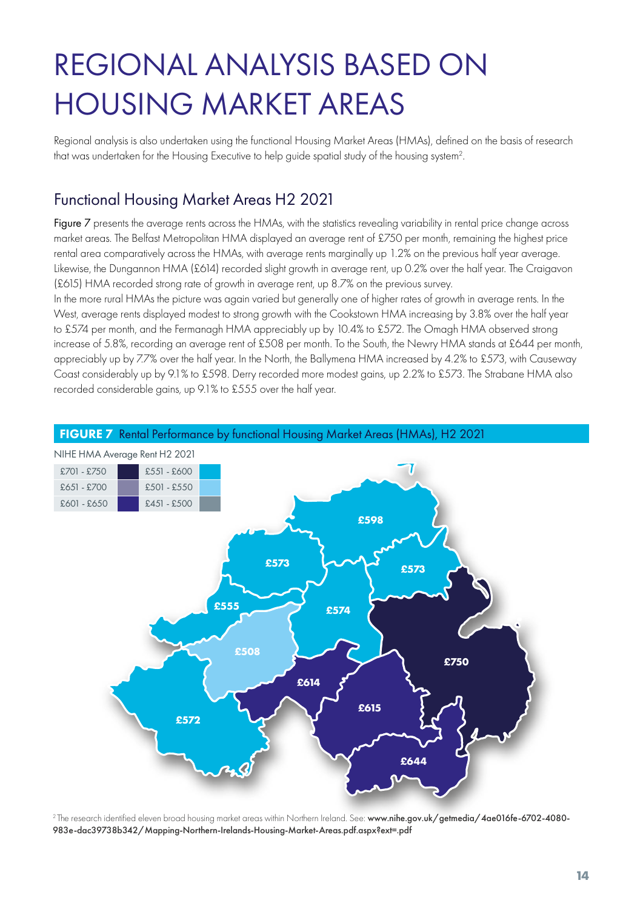# REGIONAL ANALYSIS BASED ON HOUSING MARKET AREAS

Regional analysis is also undertaken using the functional Housing Market Areas (HMAs), defined on the basis of research that was undertaken for the Housing Executive to help guide spatial study of the housing system[2].

## Functional Housing Market Areas H2 2021

Figure 7 presents the average rents across the HMAs, with the statistics revealing variability in rental price change across market areas. The Belfast Metropolitan HMA displayed an average rent of £750 per month, remaining the highest price rental area comparatively across the HMAs, with average rents marginally up 1.2% on the previous half year average. Likewise, the Dungannon HMA (£614) recorded slight growth in average rent, up 0.2% over the half year. The Craigavon (£615) HMA recorded strong rate of growth in average rent, up 8.7% on the previous survey.

In the more rural HMAs the picture was again varied but generally one of higher rates of growth in average rents. In the West, average rents displayed modest to strong growth with the Cookstown HMA increasing by 3.8% over the half year to £574 per month, and the Fermanagh HMA appreciably up by 10.4% to £572. The Omagh HMA observed strong increase of 5.8%, recording an average rent of £508 per month. To the South, the Newry HMA stands at £644 per month, appreciably up by 7.7% over the half year. In the North, the Ballymena HMA increased by 4.2% to £573, with Causeway Coast considerably up by 9.1% to £598. Derry recorded more modest gains, up 2.2% to £573. The Strabane HMA also recorded considerable gains, up 9.1% to £555 over the half year.

**FIGURE 7** Rental Performance by functional Housing Market Areas (HMAs), H2 2021

NIHE HMA Average Rent H2 2021

| | |
|---|---|
| £701 - £750 | £551 - £600 |
| £651 - £700 | £501 - £550 |
| £601 - £650 | £451 - £500 |

£598, £573, £573, £555, £574, £508, £750, £614, £615, £572, £644

[2] The research identified eleven broad housing market areas within Northern Ireland. See: www.nihe.gov.uk/getmedia/4ae016fe-6702-4080-983e-dac39738b342/Mapping-Northern-Irelands-Housing-Market-Areas.pdf.aspx?ext=.pdf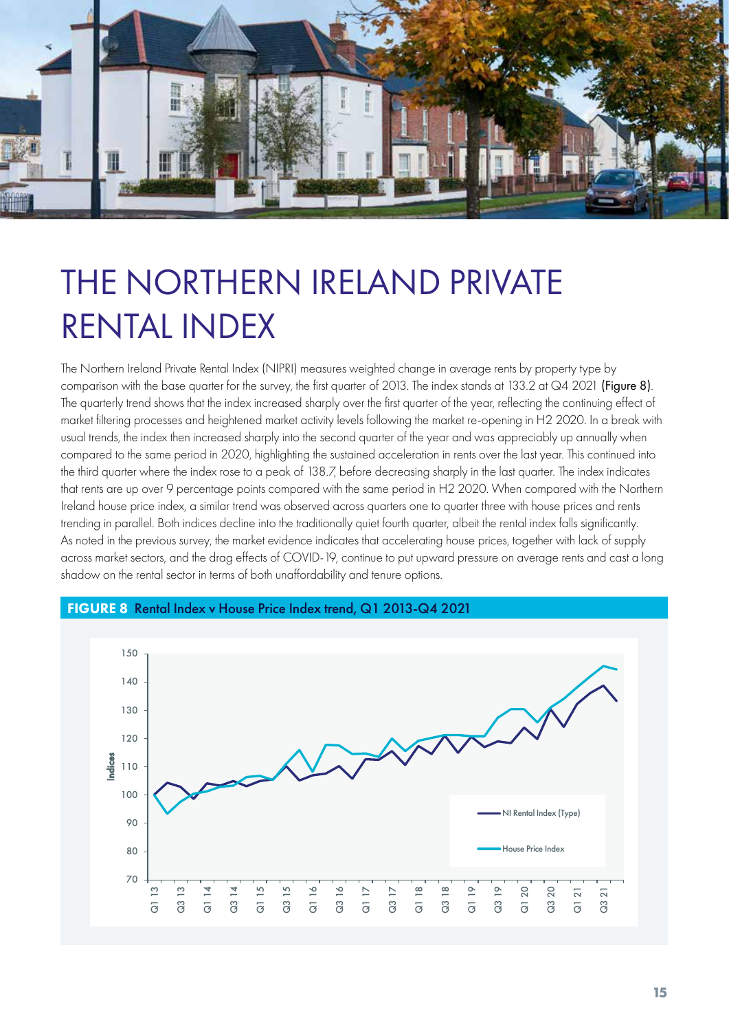# THE NORTHERN IRELAND PRIVATE RENTAL INDEX

The Northern Ireland Private Rental Index (NIPRI) measures weighted change in average rents by property type by comparison with the base quarter for the survey, the first quarter of 2013. The index stands at 133.2 at Q4 2021 (Figure 8). The quarterly trend shows that the index increased sharply over the first quarter of the year, reflecting the continuing effect of market filtering processes and heightened market activity levels following the market re-opening in H2 2020. In a break with usual trends, the index then increased sharply into the second quarter of the year and was appreciably up annually when compared to the same period in 2020, highlighting the sustained acceleration in rents over the last year. This continued into the third quarter where the index rose to a peak of 138.7, before decreasing sharply in the last quarter. The index indicates that rents are up over 9 percentage points compared with the same period in H2 2020. When compared with the Northern Ireland house price index, a similar trend was observed across quarters one to quarter three with house prices and rents trending in parallel. Both indices decline into the traditionally quiet fourth quarter, albeit the rental index falls significantly. As noted in the previous survey, the market evidence indicates that accelerating house prices, together with lack of supply across market sectors, and the drag effects of COVID-19, continue to put upward pressure on average rents and cast a long shadow on the rental sector in terms of both unaffordability and tenure options.

**FIGURE 8** Rental Index v House Price Index trend, Q1 2013-Q4 2021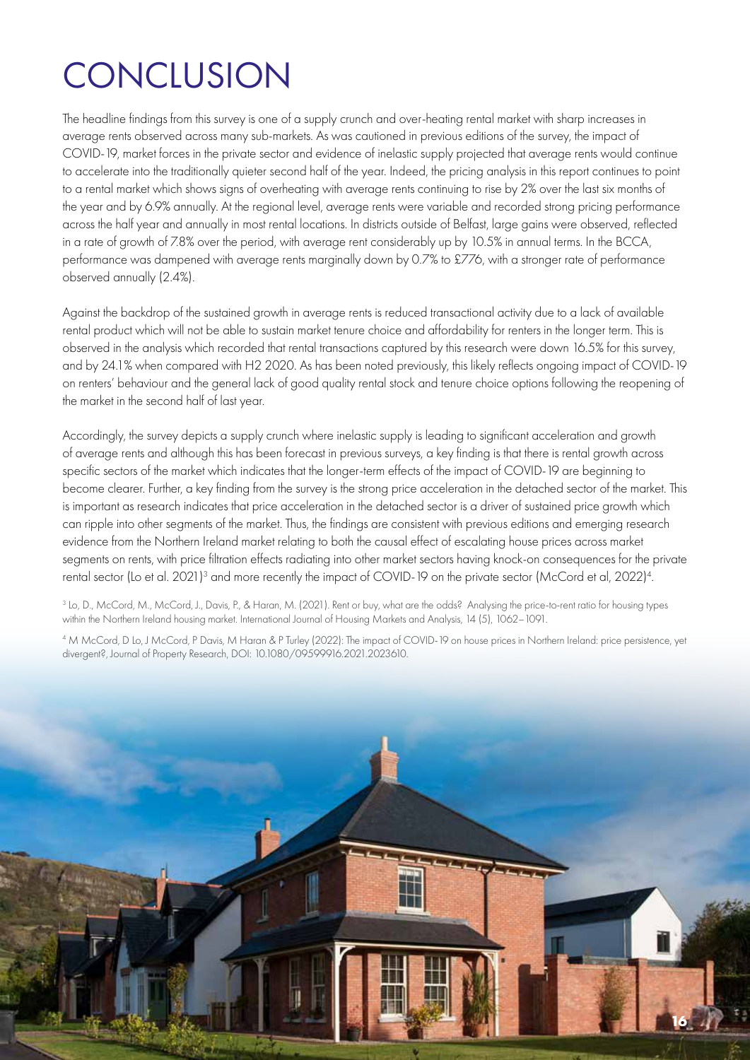# CONCLUSION

The headline findings from this survey is one of a supply crunch and over-heating rental market with sharp increases in average rents observed across many sub-markets. As was cautioned in previous editions of the survey, the impact of COVID-19, market forces in the private sector and evidence of inelastic supply projected that average rents would continue to accelerate into the traditionally quieter second half of the year. Indeed, the pricing analysis in this report continues to point to a rental market which shows signs of overheating with average rents continuing to rise by 2% over the last six months of the year and by 6.9% annually. At the regional level, average rents were variable and recorded strong pricing performance across the half year and annually in most rental locations. In districts outside of Belfast, large gains were observed, reflected in a rate of growth of 7.8% over the period, with average rent considerably up by 10.5% in annual terms. In the BCCA, performance was dampened with average rents marginally down by 0.7% to £776, with a stronger rate of performance observed annually (2.4%).

Against the backdrop of the sustained growth in average rents is reduced transactional activity due to a lack of available rental product which will not be able to sustain market tenure choice and affordability for renters in the longer term. This is observed in the analysis which recorded that rental transactions captured by this research were down 16.5% for this survey, and by 24.1% when compared with H2 2020. As has been noted previously, this likely reflects ongoing impact of COVID-19 on renters' behaviour and the general lack of good quality rental stock and tenure choice options following the reopening of the market in the second half of last year.

Accordingly, the survey depicts a supply crunch where inelastic supply is leading to significant acceleration and growth of average rents and although this has been forecast in previous surveys, a key finding is that there is rental growth across specific sectors of the market which indicates that the longer-term effects of the impact of COVID-19 are beginning to become clearer. Further, a key finding from the survey is the strong price acceleration in the detached sector of the market. This is important as research indicates that price acceleration in the detached sector is a driver of sustained price growth which can ripple into other segments of the market. Thus, the findings are consistent with previous editions and emerging research evidence from the Northern Ireland market relating to both the causal effect of escalating house prices across market segments on rents, with price filtration effects radiating into other market sectors having knock-on consequences for the private rental sector (Lo et al. 2021)[3] and more recently the impact of COVID-19 on the private sector (McCord et al, 2022)[4].

[3] Lo, D., McCord, M., McCord, J., Davis, P., & Haran, M. (2021). Rent or buy, what are the odds? Analysing the price-to-rent ratio for housing types within the Northern Ireland housing market. International Journal of Housing Markets and Analysis, 14 (5), 1062–1091.

[4] M McCord, D Lo, J McCord, P Davis, M Haran & P Turley (2022): The impact of COVID-19 on house prices in Northern Ireland: price persistence, yet divergent?, Journal of Property Research, DOI: 10.1080/09599916.2021.2023610.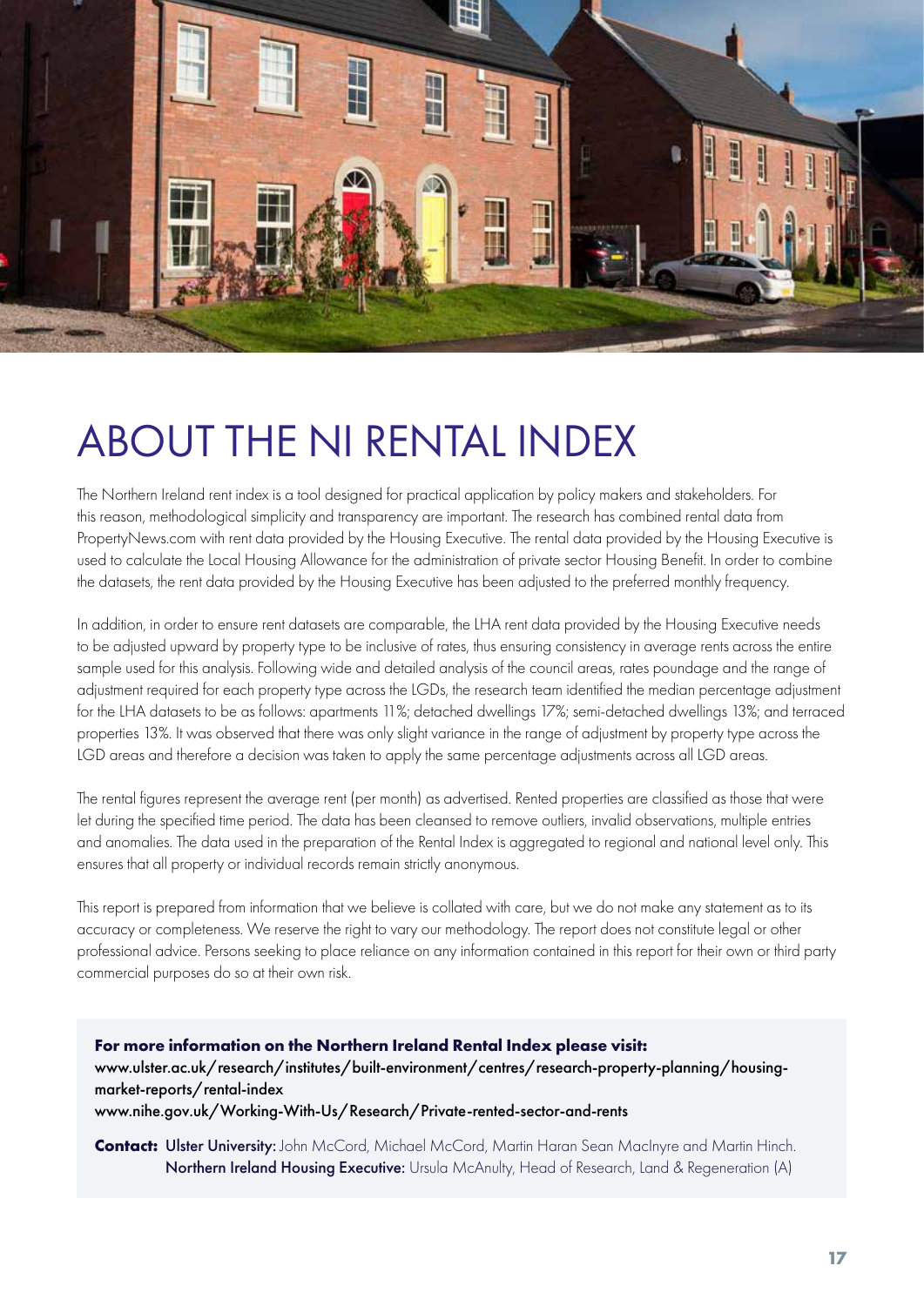# ABOUT THE NI RENTAL INDEX

The Northern Ireland rent index is a tool designed for practical application by policy makers and stakeholders. For this reason, methodological simplicity and transparency are important. The research has combined rental data from PropertyNews.com with rent data provided by the Housing Executive. The rental data provided by the Housing Executive is used to calculate the Local Housing Allowance for the administration of private sector Housing Benefit. In order to combine the datasets, the rent data provided by the Housing Executive has been adjusted to the preferred monthly frequency.

In addition, in order to ensure rent datasets are comparable, the LHA rent data provided by the Housing Executive needs to be adjusted upward by property type to be inclusive of rates, thus ensuring consistency in average rents across the entire sample used for this analysis. Following wide and detailed analysis of the council areas, rates poundage and the range of adjustment required for each property type across the LGDs, the research team identified the median percentage adjustment for the LHA datasets to be as follows: apartments 11%; detached dwellings 17%; semi-detached dwellings 13%; and terraced properties 13%. It was observed that there was only slight variance in the range of adjustment by property type across the LGD areas and therefore a decision was taken to apply the same percentage adjustments across all LGD areas.

The rental figures represent the average rent (per month) as advertised. Rented properties are classified as those that were let during the specified time period. The data has been cleansed to remove outliers, invalid observations, multiple entries and anomalies. The data used in the preparation of the Rental Index is aggregated to regional and national level only. This ensures that all property or individual records remain strictly anonymous.

This report is prepared from information that we believe is collated with care, but we do not make any statement as to its accuracy or completeness. We reserve the right to vary our methodology. The report does not constitute legal or other professional advice. Persons seeking to place reliance on any information contained in this report for their own or third party commercial purposes do so at their own risk.

**For more information on the Northern Ireland Rental Index please visit:**
www.ulster.ac.uk/research/institutes/built-environment/centres/research-property-planning/housing-market-reports/rental-index
www.nihe.gov.uk/Working-With-Us/Research/Private-rented-sector-and-rents

**Contact:** **Ulster University:** John McCord, Michael McCord, Martin Haran Sean MacIntyre and Martin Hinch.
**Northern Ireland Housing Executive:** Ursula McAnulty, Head of Research, Land & Regeneration (A)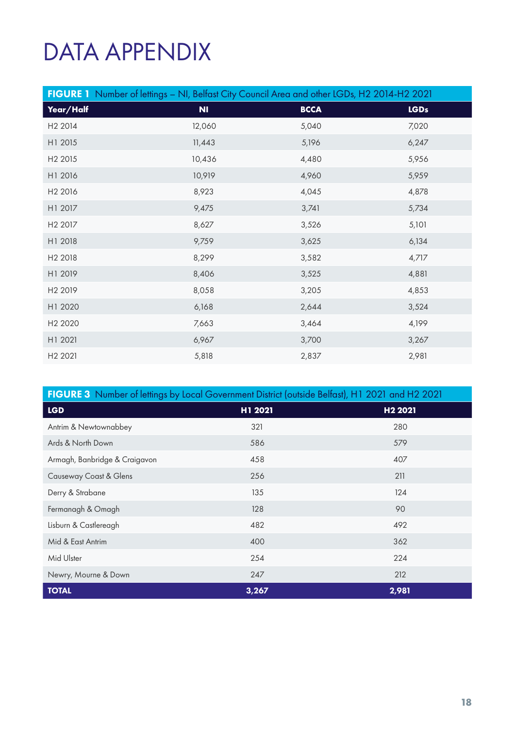# DATA APPENDIX

**FIGURE 1** Number of lettings – NI, Belfast City Council Area and other LGDs, H2 2014-H2 2021

| Year/Half | NI | BCCA | LGDs |
|---|---|---|---|
| H2 2014 | 12,060 | 5,040 | 7,020 |
| H1 2015 | 11,443 | 5,196 | 6,247 |
| H2 2015 | 10,436 | 4,480 | 5,956 |
| H1 2016 | 10,919 | 4,960 | 5,959 |
| H2 2016 | 8,923 | 4,045 | 4,878 |
| H1 2017 | 9,475 | 3,741 | 5,734 |
| H2 2017 | 8,627 | 3,526 | 5,101 |
| H1 2018 | 9,759 | 3,625 | 6,134 |
| H2 2018 | 8,299 | 3,582 | 4,717 |
| H1 2019 | 8,406 | 3,525 | 4,881 |
| H2 2019 | 8,058 | 3,205 | 4,853 |
| H1 2020 | 6,168 | 2,644 | 3,524 |
| H2 2020 | 7,663 | 3,464 | 4,199 |
| H1 2021 | 6,967 | 3,700 | 3,267 |
| H2 2021 | 5,818 | 2,837 | 2,981 |

**FIGURE 3** Number of lettings by Local Government District (outside Belfast), H1 2021 and H2 2021

| LGD | H1 2021 | H2 2021 |
|---|---|---|
| Antrim & Newtownabbey | 321 | 280 |
| Ards & North Down | 586 | 579 |
| Armagh, Banbridge & Craigavon | 458 | 407 |
| Causeway Coast & Glens | 256 | 211 |
| Derry & Strabane | 135 | 124 |
| Fermanagh & Omagh | 128 | 90 |
| Lisburn & Castlereagh | 482 | 492 |
| Mid & East Antrim | 400 | 362 |
| Mid Ulster | 254 | 224 |
| Newry, Mourne & Down | 247 | 212 |
| **TOTAL** | **3,267** | **2,981** |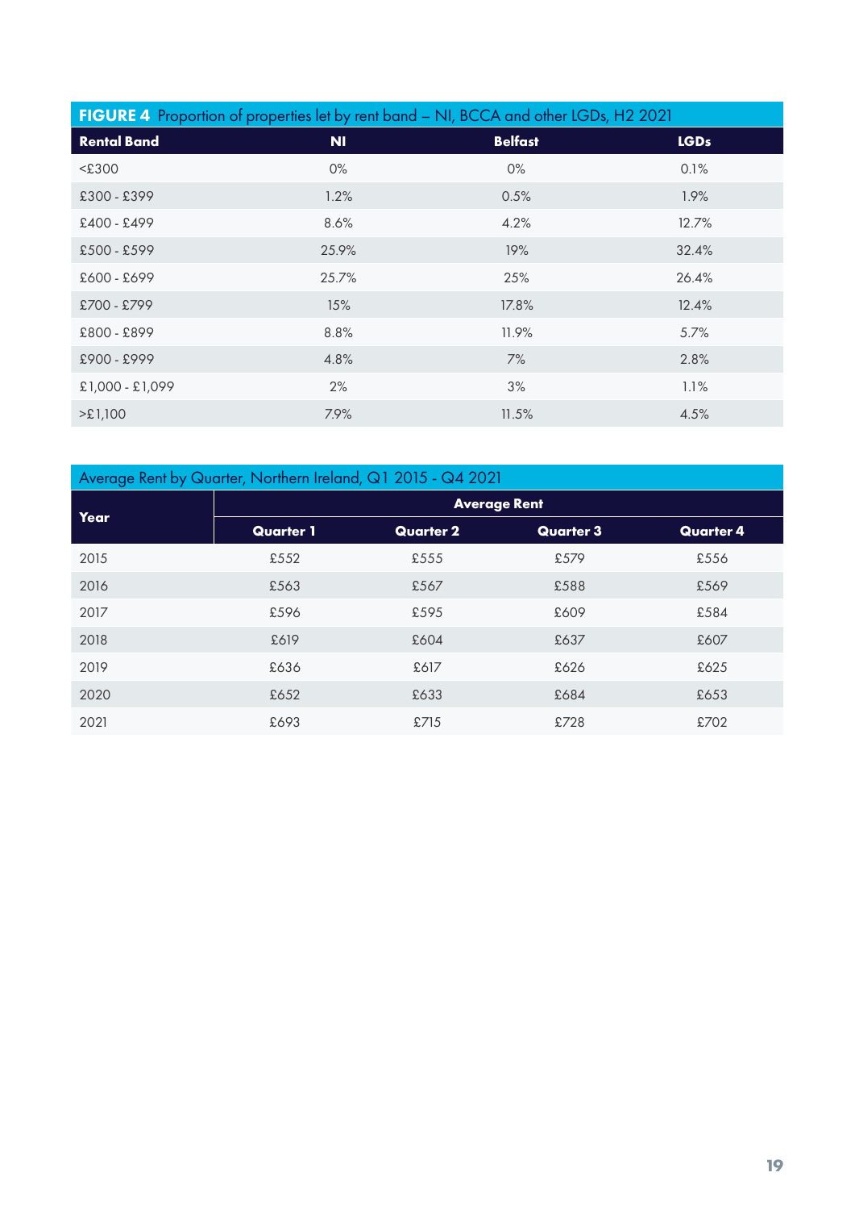**FIGURE 4** Proportion of properties let by rent band – NI, BCCA and other LGDs, H2 2021

| Rental Band | NI | Belfast | LGDs |
|---|---|---|---|
| <£300 | 0% | 0% | 0.1% |
| £300 - £399 | 1.2% | 0.5% | 1.9% |
| £400 - £499 | 8.6% | 4.2% | 12.7% |
| £500 - £599 | 25.9% | 19% | 32.4% |
| £600 - £699 | 25.7% | 25% | 26.4% |
| £700 - £799 | 15% | 17.8% | 12.4% |
| £800 - £899 | 8.8% | 11.9% | 5.7% |
| £900 - £999 | 4.8% | 7% | 2.8% |
| £1,000 - £1,099 | 2% | 3% | 1.1% |
| >£1,100 | 7.9% | 11.5% | 4.5% |

Average Rent by Quarter, Northern Ireland, Q1 2015 - Q4 2021

| Year | Average Rent | | | |
|---|---|---|---|---|
| | Quarter 1 | Quarter 2 | Quarter 3 | Quarter 4 |
| 2015 | £552 | £555 | £579 | £556 |
| 2016 | £563 | £567 | £588 | £569 |
| 2017 | £596 | £595 | £609 | £584 |
| 2018 | £619 | £604 | £637 | £607 |
| 2019 | £636 | £617 | £626 | £625 |
| 2020 | £652 | £633 | £684 | £653 |
| 2021 | £693 | £715 | £728 | £702 |